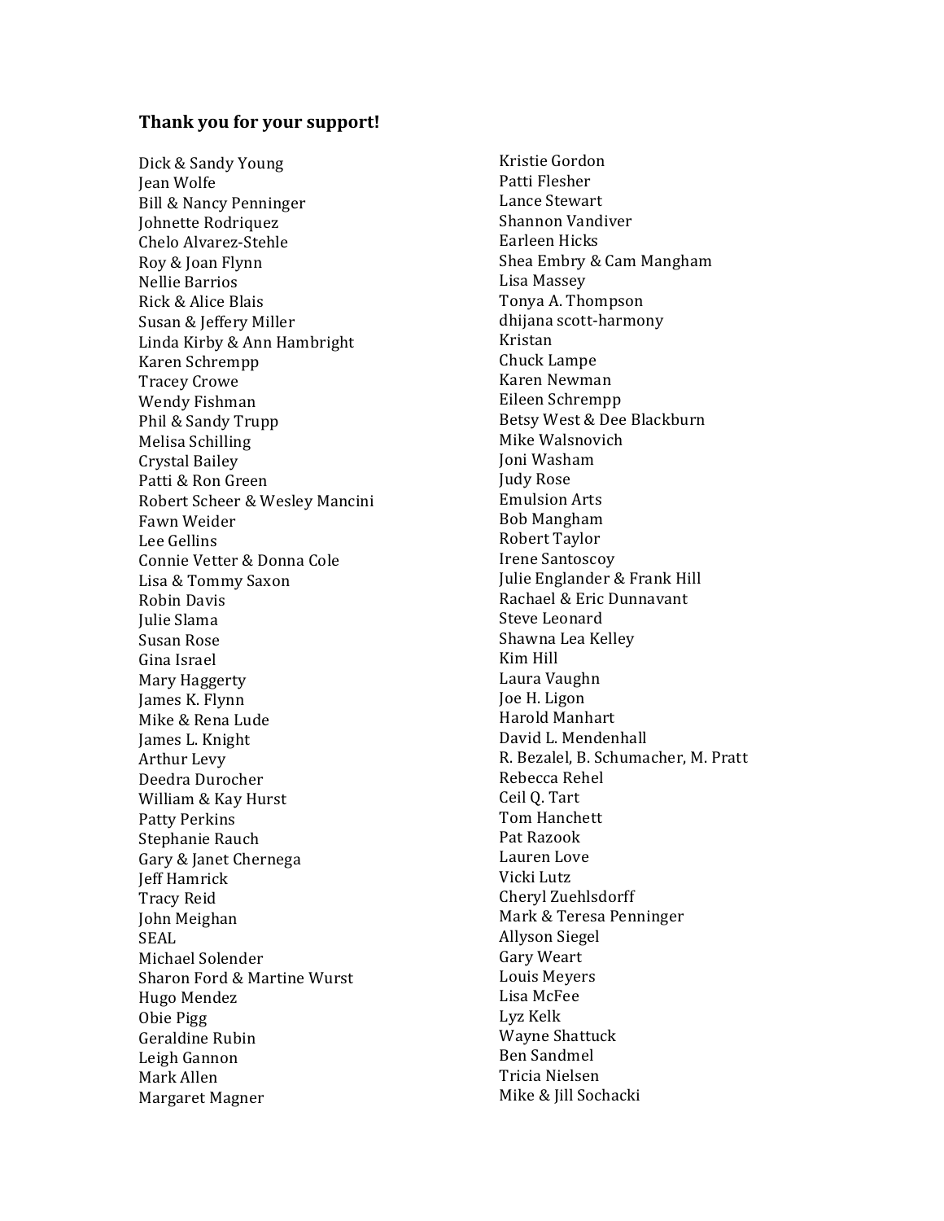**Thank you for your support!**

Dick & Sandy Young
Jean Wolfe
Bill & Nancy Penninger
Johnette Rodriquez
Chelo Alvarez-Stehle
Roy & Joan Flynn
Nellie Barrios
Rick & Alice Blais
Susan & Jeffery Miller
Linda Kirby & Ann Hambright
Karen Schrempp
Tracey Crowe
Wendy Fishman
Phil & Sandy Trupp
Melisa Schilling
Crystal Bailey
Patti & Ron Green
Robert Scheer & Wesley Mancini
Fawn Weider
Lee Gellins
Connie Vetter & Donna Cole
Lisa & Tommy Saxon
Robin Davis
Julie Slama
Susan Rose
Gina Israel
Mary Haggerty
James K. Flynn
Mike & Rena Lude
James L. Knight
Arthur Levy
Deedra Durocher
William & Kay Hurst
Patty Perkins
Stephanie Rauch
Gary & Janet Chernega
Jeff Hamrick
Tracy Reid
John Meighan
SEAL
Michael Solender
Sharon Ford & Martine Wurst
Hugo Mendez
Obie Pigg
Geraldine Rubin
Leigh Gannon
Mark Allen
Margaret Magner
Kristie Gordon
Patti Flesher
Lance Stewart
Shannon Vandiver
Earleen Hicks
Shea Embry & Cam Mangham
Lisa Massey
Tonya A. Thompson
dhijana scott-harmony
Kristan
Chuck Lampe
Karen Newman
Eileen Schrempp
Betsy West & Dee Blackburn
Mike Walsnovich
Joni Washam
Judy Rose
Emulsion Arts
Bob Mangham
Robert Taylor
Irene Santoscoy
Julie Englander & Frank Hill
Rachael & Eric Dunnavant
Steve Leonard
Shawna Lea Kelley
Kim Hill
Laura Vaughn
Joe H. Ligon
Harold Manhart
David L. Mendenhall
R. Bezalel, B. Schumacher, M. Pratt
Rebecca Rehel
Ceil Q. Tart
Tom Hanchett
Pat Razook
Lauren Love
Vicki Lutz
Cheryl Zuehlsdorff
Mark & Teresa Penninger
Allyson Siegel
Gary Weart
Louis Meyers
Lisa McFee
Lyz Kelk
Wayne Shattuck
Ben Sandmel
Tricia Nielsen
Mike & Jill Sochacki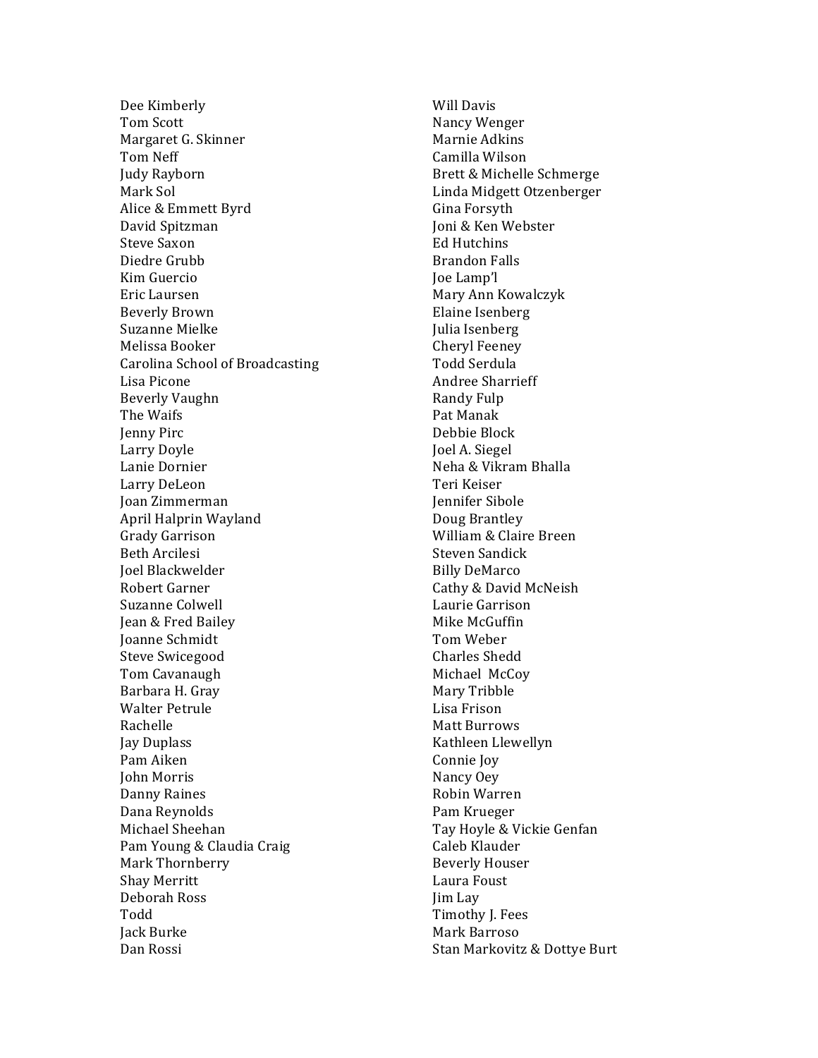Dee Kimberly
Tom Scott
Margaret G. Skinner
Tom Neff
Judy Rayborn
Mark Sol
Alice & Emmett Byrd
David Spitzman
Steve Saxon
Diedre Grubb
Kim Guercio
Eric Laursen
Beverly Brown
Suzanne Mielke
Melissa Booker
Carolina School of Broadcasting
Lisa Picone
Beverly Vaughn
The Waifs
Jenny Pirc
Larry Doyle
Lanie Dornier
Larry DeLeon
Joan Zimmerman
April Halprin Wayland
Grady Garrison
Beth Arcilesi
Joel Blackwelder
Robert Garner
Suzanne Colwell
Jean & Fred Bailey
Joanne Schmidt
Steve Swicegood
Tom Cavanaugh
Barbara H. Gray
Walter Petrule
Rachelle
Jay Duplass
Pam Aiken
John Morris
Danny Raines
Dana Reynolds
Michael Sheehan
Pam Young & Claudia Craig
Mark Thornberry
Shay Merritt
Deborah Ross
Todd
Jack Burke
Dan Rossi
Will Davis
Nancy Wenger
Marnie Adkins
Camilla Wilson
Brett & Michelle Schmerge
Linda Midgett Otzenberger
Gina Forsyth
Joni & Ken Webster
Ed Hutchins
Brandon Falls
Joe Lamp'l
Mary Ann Kowalczyk
Elaine Isenberg
Julia Isenberg
Cheryl Feeney
Todd Serdula
Andree Sharrieff
Randy Fulp
Pat Manak
Debbie Block
Joel A. Siegel
Neha & Vikram Bhalla
Teri Keiser
Jennifer Sibole
Doug Brantley
William & Claire Breen
Steven Sandick
Billy DeMarco
Cathy & David McNeish
Laurie Garrison
Mike McGuffin
Tom Weber
Charles Shedd
Michael McCoy
Mary Tribble
Lisa Frison
Matt Burrows
Kathleen Llewellyn
Connie Joy
Nancy Oey
Robin Warren
Pam Krueger
Tay Hoyle & Vickie Genfan
Caleb Klauder
Beverly Houser
Laura Foust
Jim Lay
Timothy J. Fees
Mark Barroso
Stan Markovitz & Dottye Burt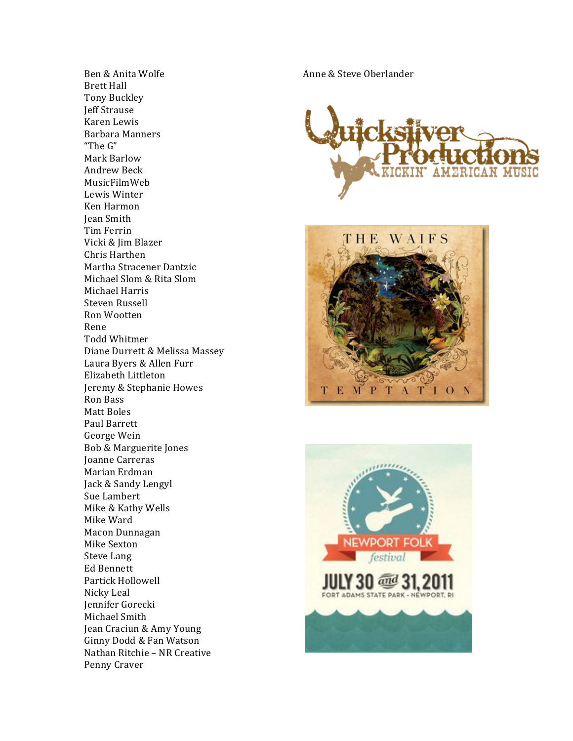Ben & Anita Wolfe
Brett Hall
Tony Buckley
Jeff Strause
Karen Lewis
Barbara Manners
"The G"
Mark Barlow
Andrew Beck
MusicFilmWeb
Lewis Winter
Ken Harmon
Jean Smith
Tim Ferrin
Vicki & Jim Blazer
Chris Harthen
Martha Stracener Dantzic
Michael Slom & Rita Slom
Michael Harris
Steven Russell
Ron Wootten
Rene
Todd Whitmer
Diane Durrett & Melissa Massey
Laura Byers & Allen Furr
Elizabeth Littleton
Jeremy & Stephanie Howes
Ron Bass
Matt Boles
Paul Barrett
George Wein
Bob & Marguerite Jones
Joanne Carreras
Marian Erdman
Jack & Sandy Lengyl
Sue Lambert
Mike & Kathy Wells
Mike Ward
Macon Dunnagan
Mike Sexton
Steve Lang
Ed Bennett
Partick Hollowell
Nicky Leal
Jennifer Gorecki
Michael Smith
Jean Craciun & Amy Young
Ginny Dodd & Fan Watson
Nathan Ritchie – NR Creative
Penny Craver

Anne & Steve Oberlander

Quicksilver Productions
KICKIN' AMERICAN MUSIC

THE WAIFS
TEMPTATION

NEWPORT FOLK festival
JULY 30 and 31, 2011
FORT ADAMS STATE PARK - NEWPORT, RI